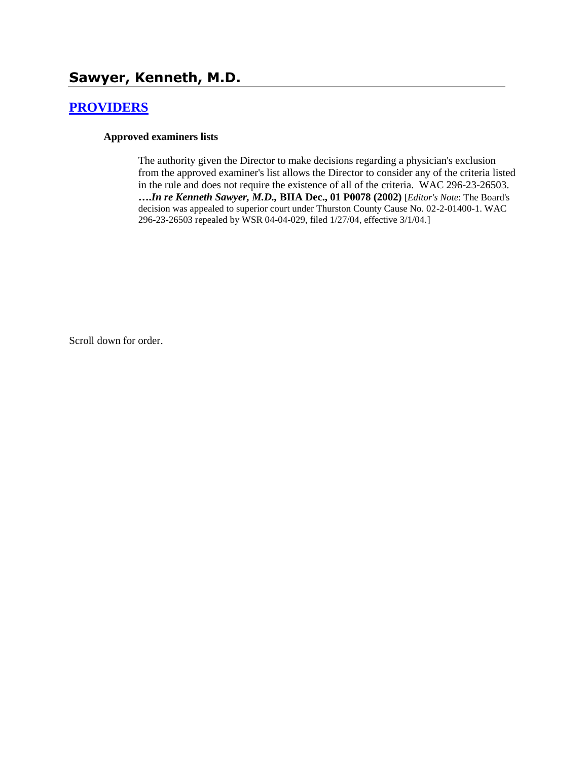# Sawyer, Kenneth, M.D.

## PROVIDERS

**Approved examiners lists**

The authority given the Director to make decisions regarding a physician's exclusion from the approved examiner's list allows the Director to consider any of the criteria listed in the rule and does not require the existence of all of the criteria. WAC 296-23-26503. ***….In re Kenneth Sawyer, M.D.,* BIIA Dec., 01 P0078 (2002)** [*Editor's Note*: The Board's decision was appealed to superior court under Thurston County Cause No. 02-2-01400-1. WAC 296-23-26503 repealed by WSR 04-04-029, filed 1/27/04, effective 3/1/04.]

Scroll down for order.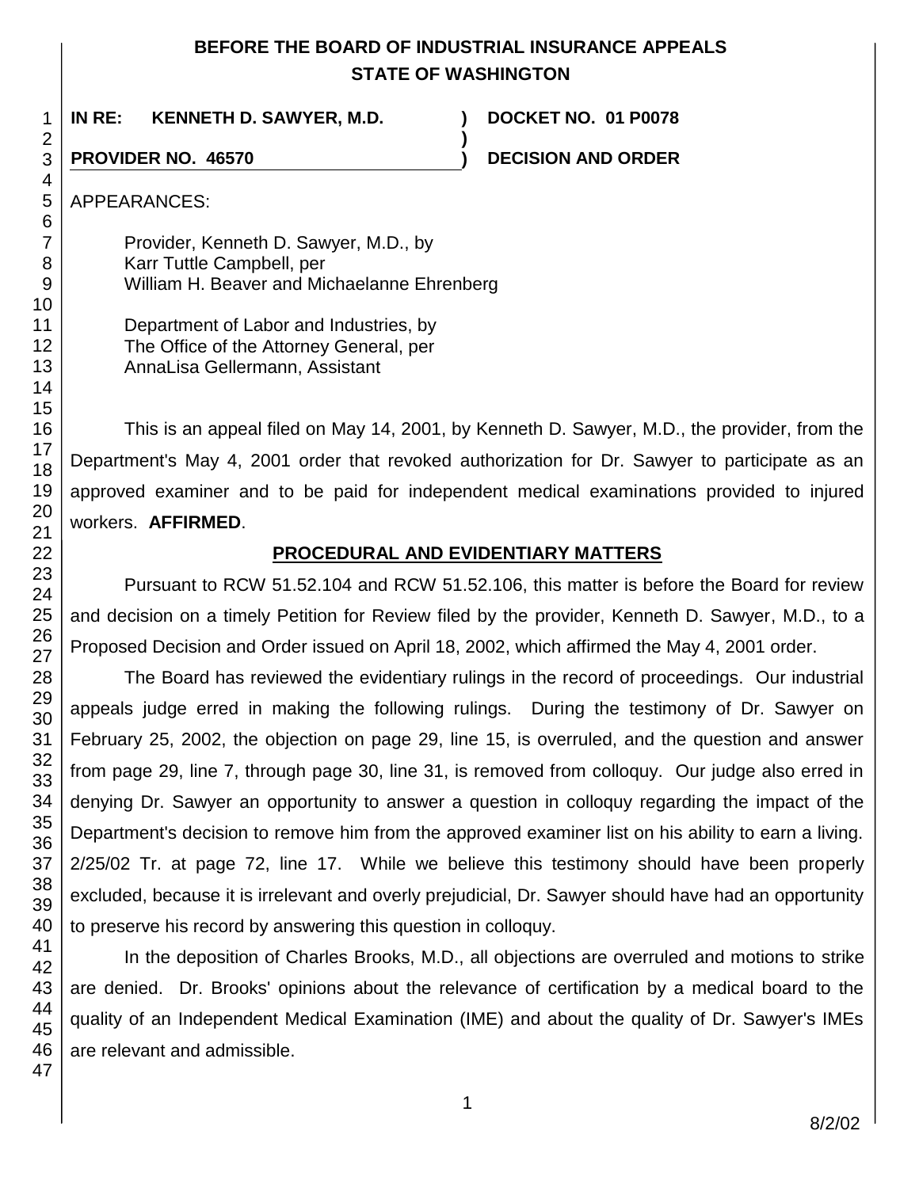**BEFORE THE BOARD OF INDUSTRIAL INSURANCE APPEALS**
**STATE OF WASHINGTON**

| | | |
|---|---|---|
| **IN RE: KENNETH D. SAWYER, M.D.** | **)** | **DOCKET NO. 01 P0078** |
| | **)** | |
| **PROVIDER NO. 46570** | **)** | **DECISION AND ORDER** |

APPEARANCES:

Provider, Kenneth D. Sawyer, M.D., by
Karr Tuttle Campbell, per
William H. Beaver and Michaelanne Ehrenberg

Department of Labor and Industries, by
The Office of the Attorney General, per
AnnaLisa Gellermann, Assistant

This is an appeal filed on May 14, 2001, by Kenneth D. Sawyer, M.D., the provider, from the Department's May 4, 2001 order that revoked authorization for Dr. Sawyer to participate as an approved examiner and to be paid for independent medical examinations provided to injured workers. **AFFIRMED**.

## PROCEDURAL AND EVIDENTIARY MATTERS

Pursuant to RCW 51.52.104 and RCW 51.52.106, this matter is before the Board for review and decision on a timely Petition for Review filed by the provider, Kenneth D. Sawyer, M.D., to a Proposed Decision and Order issued on April 18, 2002, which affirmed the May 4, 2001 order.

The Board has reviewed the evidentiary rulings in the record of proceedings. Our industrial appeals judge erred in making the following rulings. During the testimony of Dr. Sawyer on February 25, 2002, the objection on page 29, line 15, is overruled, and the question and answer from page 29, line 7, through page 30, line 31, is removed from colloquy. Our judge also erred in denying Dr. Sawyer an opportunity to answer a question in colloquy regarding the impact of the Department's decision to remove him from the approved examiner list on his ability to earn a living. 2/25/02 Tr. at page 72, line 17. While we believe this testimony should have been properly excluded, because it is irrelevant and overly prejudicial, Dr. Sawyer should have had an opportunity to preserve his record by answering this question in colloquy.

In the deposition of Charles Brooks, M.D., all objections are overruled and motions to strike are denied. Dr. Brooks' opinions about the relevance of certification by a medical board to the quality of an Independent Medical Examination (IME) and about the quality of Dr. Sawyer's IMEs are relevant and admissible.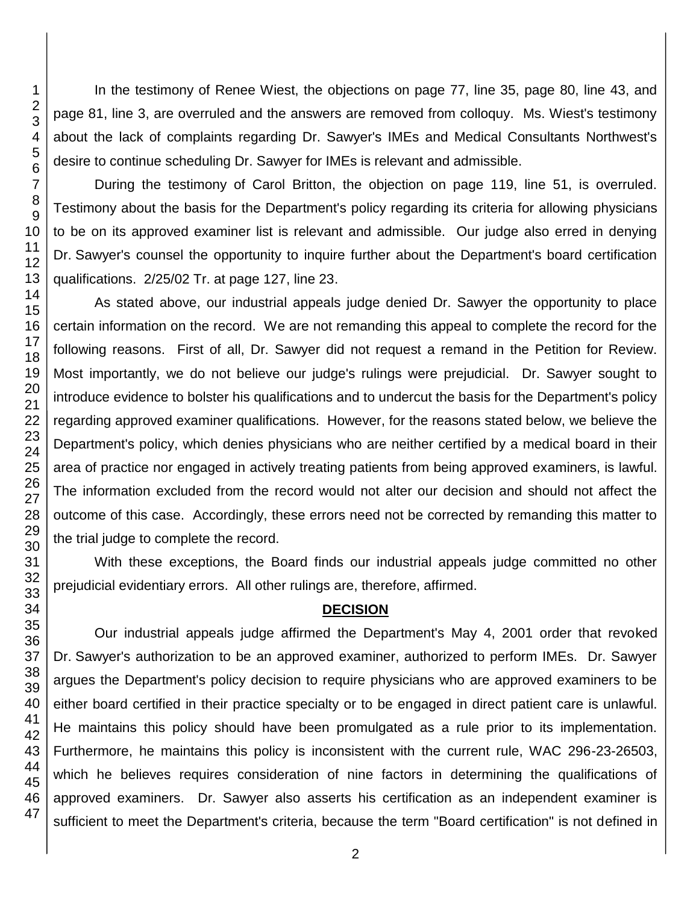In the testimony of Renee Wiest, the objections on page 77, line 35, page 80, line 43, and page 81, line 3, are overruled and the answers are removed from colloquy. Ms. Wiest's testimony about the lack of complaints regarding Dr. Sawyer's IMEs and Medical Consultants Northwest's desire to continue scheduling Dr. Sawyer for IMEs is relevant and admissible.

During the testimony of Carol Britton, the objection on page 119, line 51, is overruled. Testimony about the basis for the Department's policy regarding its criteria for allowing physicians to be on its approved examiner list is relevant and admissible. Our judge also erred in denying Dr. Sawyer's counsel the opportunity to inquire further about the Department's board certification qualifications. 2/25/02 Tr. at page 127, line 23.

As stated above, our industrial appeals judge denied Dr. Sawyer the opportunity to place certain information on the record. We are not remanding this appeal to complete the record for the following reasons. First of all, Dr. Sawyer did not request a remand in the Petition for Review. Most importantly, we do not believe our judge's rulings were prejudicial. Dr. Sawyer sought to introduce evidence to bolster his qualifications and to undercut the basis for the Department's policy regarding approved examiner qualifications. However, for the reasons stated below, we believe the Department's policy, which denies physicians who are neither certified by a medical board in their area of practice nor engaged in actively treating patients from being approved examiners, is lawful. The information excluded from the record would not alter our decision and should not affect the outcome of this case. Accordingly, these errors need not be corrected by remanding this matter to the trial judge to complete the record.

With these exceptions, the Board finds our industrial appeals judge committed no other prejudicial evidentiary errors. All other rulings are, therefore, affirmed.

## DECISION

Our industrial appeals judge affirmed the Department's May 4, 2001 order that revoked Dr. Sawyer's authorization to be an approved examiner, authorized to perform IMEs. Dr. Sawyer argues the Department's policy decision to require physicians who are approved examiners to be either board certified in their practice specialty or to be engaged in direct patient care is unlawful. He maintains this policy should have been promulgated as a rule prior to its implementation. Furthermore, he maintains this policy is inconsistent with the current rule, WAC 296-23-26503, which he believes requires consideration of nine factors in determining the qualifications of approved examiners. Dr. Sawyer also asserts his certification as an independent examiner is sufficient to meet the Department's criteria, because the term "Board certification" is not defined in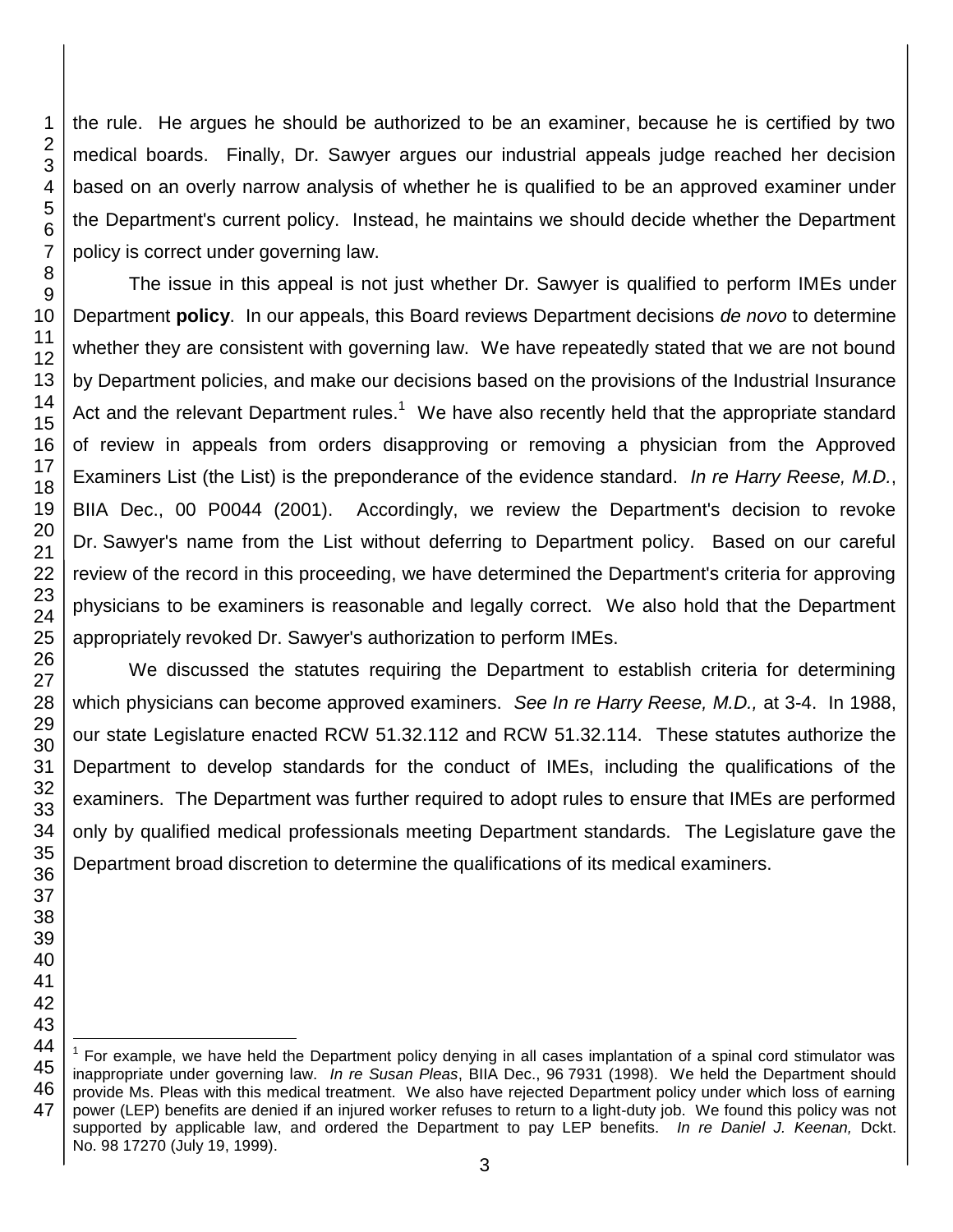the rule. He argues he should be authorized to be an examiner, because he is certified by two medical boards. Finally, Dr. Sawyer argues our industrial appeals judge reached her decision based on an overly narrow analysis of whether he is qualified to be an approved examiner under the Department's current policy. Instead, he maintains we should decide whether the Department policy is correct under governing law.

The issue in this appeal is not just whether Dr. Sawyer is qualified to perform IMEs under Department **policy**. In our appeals, this Board reviews Department decisions *de novo* to determine whether they are consistent with governing law. We have repeatedly stated that we are not bound by Department policies, and make our decisions based on the provisions of the Industrial Insurance Act and the relevant Department rules.[1] We have also recently held that the appropriate standard of review in appeals from orders disapproving or removing a physician from the Approved Examiners List (the List) is the preponderance of the evidence standard. *In re Harry Reese, M.D.*, BIIA Dec., 00 P0044 (2001). Accordingly, we review the Department's decision to revoke Dr. Sawyer's name from the List without deferring to Department policy. Based on our careful review of the record in this proceeding, we have determined the Department's criteria for approving physicians to be examiners is reasonable and legally correct. We also hold that the Department appropriately revoked Dr. Sawyer's authorization to perform IMEs.

We discussed the statutes requiring the Department to establish criteria for determining which physicians can become approved examiners. *See In re Harry Reese, M.D.,* at 3-4. In 1988, our state Legislature enacted RCW 51.32.112 and RCW 51.32.114. These statutes authorize the Department to develop standards for the conduct of IMEs, including the qualifications of the examiners. The Department was further required to adopt rules to ensure that IMEs are performed only by qualified medical professionals meeting Department standards. The Legislature gave the Department broad discretion to determine the qualifications of its medical examiners.

---

[1] For example, we have held the Department policy denying in all cases implantation of a spinal cord stimulator was inappropriate under governing law. *In re Susan Pleas*, BIIA Dec., 96 7931 (1998). We held the Department should provide Ms. Pleas with this medical treatment. We also have rejected Department policy under which loss of earning power (LEP) benefits are denied if an injured worker refuses to return to a light-duty job. We found this policy was not supported by applicable law, and ordered the Department to pay LEP benefits. *In re Daniel J. Keenan,* Dckt. No. 98 17270 (July 19, 1999).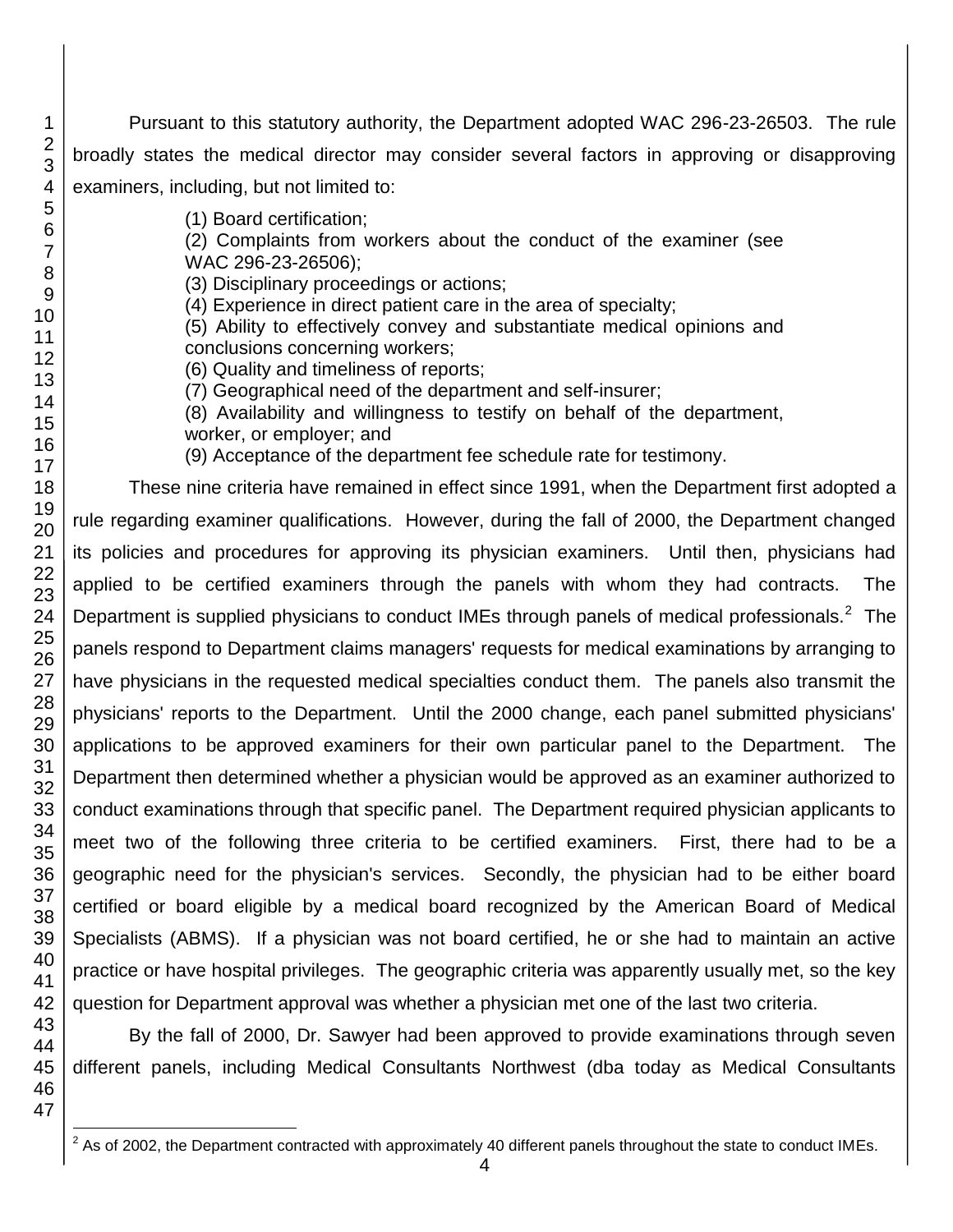Pursuant to this statutory authority, the Department adopted WAC 296-23-26503. The rule broadly states the medical director may consider several factors in approving or disapproving examiners, including, but not limited to:

> (1) Board certification;
> (2) Complaints from workers about the conduct of the examiner (see WAC 296-23-26506);
> (3) Disciplinary proceedings or actions;
> (4) Experience in direct patient care in the area of specialty;
> (5) Ability to effectively convey and substantiate medical opinions and conclusions concerning workers;
> (6) Quality and timeliness of reports;
> (7) Geographical need of the department and self-insurer;
> (8) Availability and willingness to testify on behalf of the department, worker, or employer; and
> (9) Acceptance of the department fee schedule rate for testimony.

These nine criteria have remained in effect since 1991, when the Department first adopted a rule regarding examiner qualifications. However, during the fall of 2000, the Department changed its policies and procedures for approving its physician examiners. Until then, physicians had applied to be certified examiners through the panels with whom they had contracts. The Department is supplied physicians to conduct IMEs through panels of medical professionals.[2] The panels respond to Department claims managers' requests for medical examinations by arranging to have physicians in the requested medical specialties conduct them. The panels also transmit the physicians' reports to the Department. Until the 2000 change, each panel submitted physicians' applications to be approved examiners for their own particular panel to the Department. The Department then determined whether a physician would be approved as an examiner authorized to conduct examinations through that specific panel. The Department required physician applicants to meet two of the following three criteria to be certified examiners. First, there had to be a geographic need for the physician's services. Secondly, the physician had to be either board certified or board eligible by a medical board recognized by the American Board of Medical Specialists (ABMS). If a physician was not board certified, he or she had to maintain an active practice or have hospital privileges. The geographic criteria was apparently usually met, so the key question for Department approval was whether a physician met one of the last two criteria.

By the fall of 2000, Dr. Sawyer had been approved to provide examinations through seven different panels, including Medical Consultants Northwest (dba today as Medical Consultants

[2] As of 2002, the Department contracted with approximately 40 different panels throughout the state to conduct IMEs.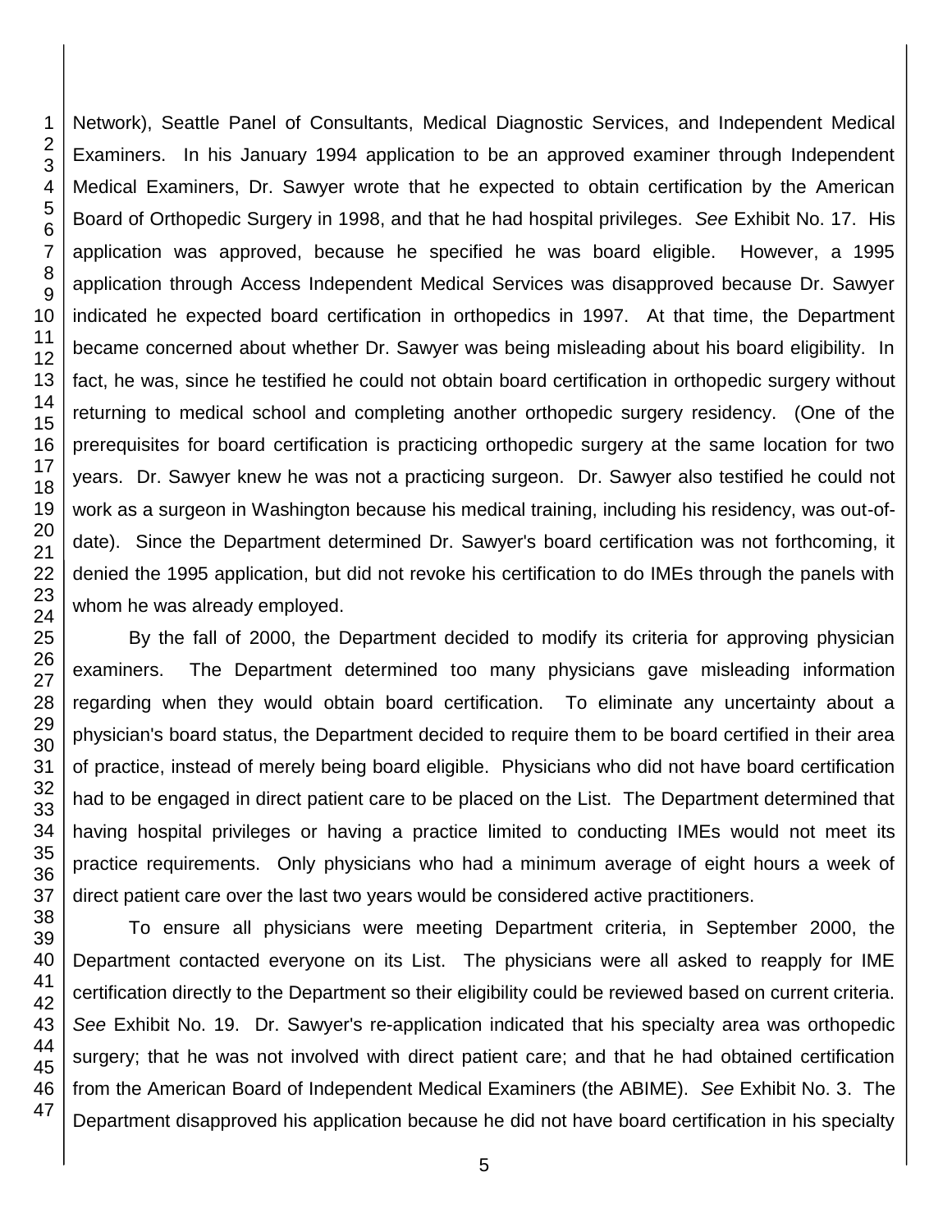Network), Seattle Panel of Consultants, Medical Diagnostic Services, and Independent Medical Examiners. In his January 1994 application to be an approved examiner through Independent Medical Examiners, Dr. Sawyer wrote that he expected to obtain certification by the American Board of Orthopedic Surgery in 1998, and that he had hospital privileges. *See* Exhibit No. 17. His application was approved, because he specified he was board eligible. However, a 1995 application through Access Independent Medical Services was disapproved because Dr. Sawyer indicated he expected board certification in orthopedics in 1997. At that time, the Department became concerned about whether Dr. Sawyer was being misleading about his board eligibility. In fact, he was, since he testified he could not obtain board certification in orthopedic surgery without returning to medical school and completing another orthopedic surgery residency. (One of the prerequisites for board certification is practicing orthopedic surgery at the same location for two years. Dr. Sawyer knew he was not a practicing surgeon. Dr. Sawyer also testified he could not work as a surgeon in Washington because his medical training, including his residency, was out-of-date). Since the Department determined Dr. Sawyer's board certification was not forthcoming, it denied the 1995 application, but did not revoke his certification to do IMEs through the panels with whom he was already employed.

By the fall of 2000, the Department decided to modify its criteria for approving physician examiners. The Department determined too many physicians gave misleading information regarding when they would obtain board certification. To eliminate any uncertainty about a physician's board status, the Department decided to require them to be board certified in their area of practice, instead of merely being board eligible. Physicians who did not have board certification had to be engaged in direct patient care to be placed on the List. The Department determined that having hospital privileges or having a practice limited to conducting IMEs would not meet its practice requirements. Only physicians who had a minimum average of eight hours a week of direct patient care over the last two years would be considered active practitioners.

To ensure all physicians were meeting Department criteria, in September 2000, the Department contacted everyone on its List. The physicians were all asked to reapply for IME certification directly to the Department so their eligibility could be reviewed based on current criteria. *See* Exhibit No. 19. Dr. Sawyer's re-application indicated that his specialty area was orthopedic surgery; that he was not involved with direct patient care; and that he had obtained certification from the American Board of Independent Medical Examiners (the ABIME). *See* Exhibit No. 3. The Department disapproved his application because he did not have board certification in his specialty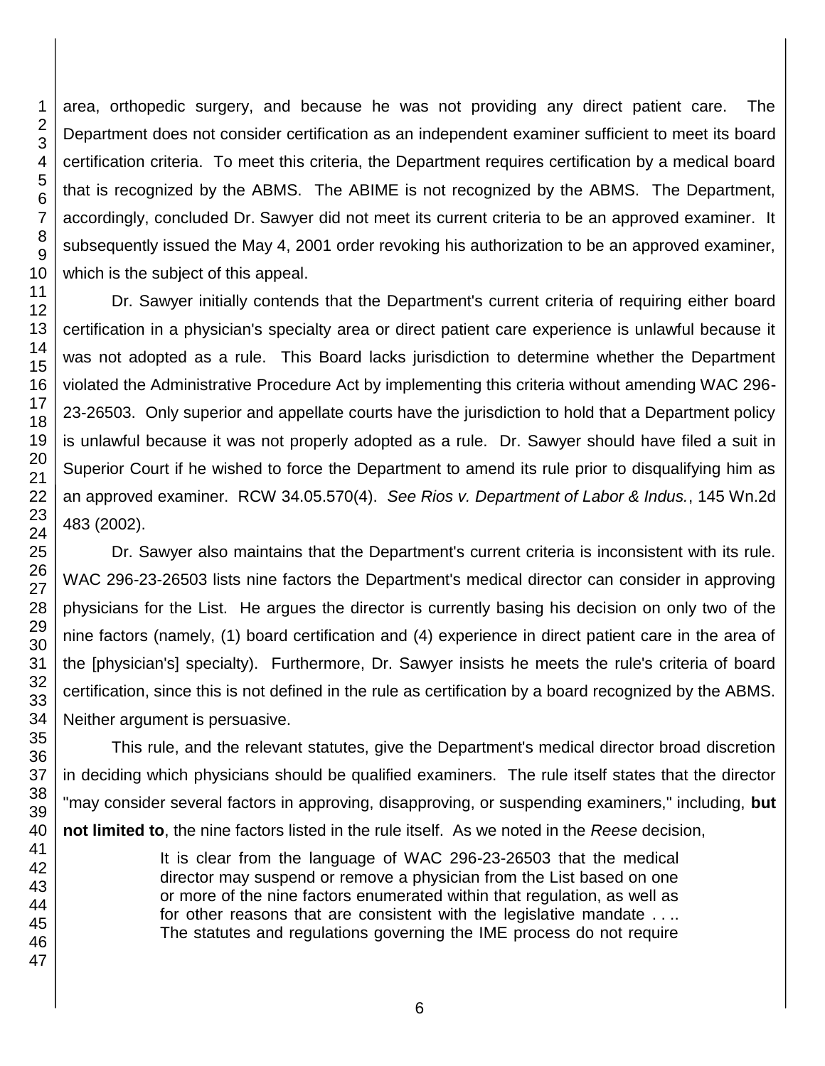area, orthopedic surgery, and because he was not providing any direct patient care. The Department does not consider certification as an independent examiner sufficient to meet its board certification criteria. To meet this criteria, the Department requires certification by a medical board that is recognized by the ABMS. The ABIME is not recognized by the ABMS. The Department, accordingly, concluded Dr. Sawyer did not meet its current criteria to be an approved examiner. It subsequently issued the May 4, 2001 order revoking his authorization to be an approved examiner, which is the subject of this appeal.

Dr. Sawyer initially contends that the Department's current criteria of requiring either board certification in a physician's specialty area or direct patient care experience is unlawful because it was not adopted as a rule. This Board lacks jurisdiction to determine whether the Department violated the Administrative Procedure Act by implementing this criteria without amending WAC 296-23-26503. Only superior and appellate courts have the jurisdiction to hold that a Department policy is unlawful because it was not properly adopted as a rule. Dr. Sawyer should have filed a suit in Superior Court if he wished to force the Department to amend its rule prior to disqualifying him as an approved examiner. RCW 34.05.570(4). *See Rios v. Department of Labor & Indus.*, 145 Wn.2d 483 (2002).

Dr. Sawyer also maintains that the Department's current criteria is inconsistent with its rule. WAC 296-23-26503 lists nine factors the Department's medical director can consider in approving physicians for the List. He argues the director is currently basing his decision on only two of the nine factors (namely, (1) board certification and (4) experience in direct patient care in the area of the [physician's] specialty). Furthermore, Dr. Sawyer insists he meets the rule's criteria of board certification, since this is not defined in the rule as certification by a board recognized by the ABMS. Neither argument is persuasive.

This rule, and the relevant statutes, give the Department's medical director broad discretion in deciding which physicians should be qualified examiners. The rule itself states that the director "may consider several factors in approving, disapproving, or suspending examiners," including, **but not limited to**, the nine factors listed in the rule itself. As we noted in the *Reese* decision,

> It is clear from the language of WAC 296-23-26503 that the medical director may suspend or remove a physician from the List based on one or more of the nine factors enumerated within that regulation, as well as for other reasons that are consistent with the legislative mandate . . .. The statutes and regulations governing the IME process do not require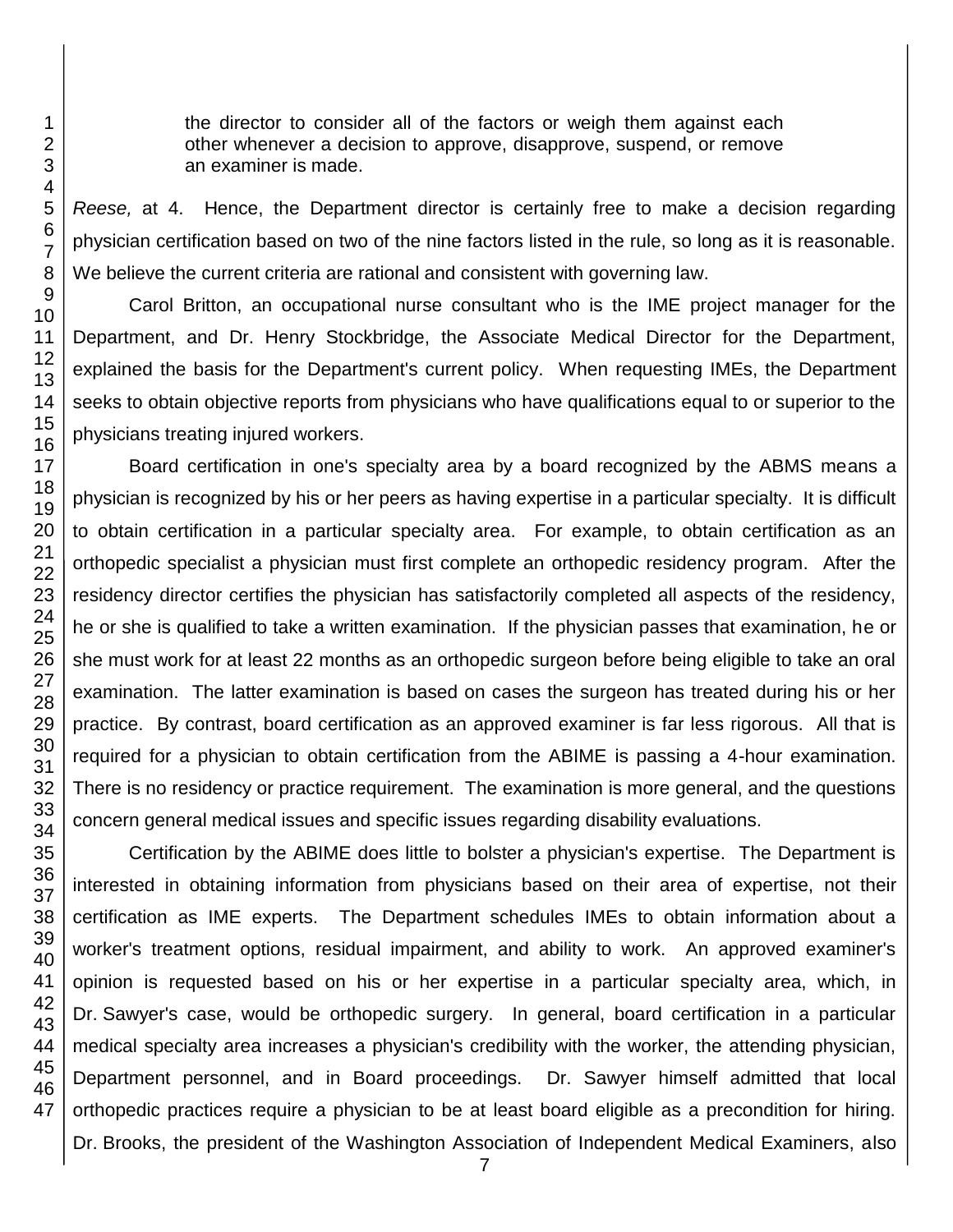> the director to consider all of the factors or weigh them against each other whenever a decision to approve, disapprove, suspend, or remove an examiner is made.

*Reese,* at 4. Hence, the Department director is certainly free to make a decision regarding physician certification based on two of the nine factors listed in the rule, so long as it is reasonable. We believe the current criteria are rational and consistent with governing law.

Carol Britton, an occupational nurse consultant who is the IME project manager for the Department, and Dr. Henry Stockbridge, the Associate Medical Director for the Department, explained the basis for the Department's current policy. When requesting IMEs, the Department seeks to obtain objective reports from physicians who have qualifications equal to or superior to the physicians treating injured workers.

Board certification in one's specialty area by a board recognized by the ABMS means a physician is recognized by his or her peers as having expertise in a particular specialty. It is difficult to obtain certification in a particular specialty area. For example, to obtain certification as an orthopedic specialist a physician must first complete an orthopedic residency program. After the residency director certifies the physician has satisfactorily completed all aspects of the residency, he or she is qualified to take a written examination. If the physician passes that examination, he or she must work for at least 22 months as an orthopedic surgeon before being eligible to take an oral examination. The latter examination is based on cases the surgeon has treated during his or her practice. By contrast, board certification as an approved examiner is far less rigorous. All that is required for a physician to obtain certification from the ABIME is passing a 4-hour examination. There is no residency or practice requirement. The examination is more general, and the questions concern general medical issues and specific issues regarding disability evaluations.

Certification by the ABIME does little to bolster a physician's expertise. The Department is interested in obtaining information from physicians based on their area of expertise, not their certification as IME experts. The Department schedules IMEs to obtain information about a worker's treatment options, residual impairment, and ability to work. An approved examiner's opinion is requested based on his or her expertise in a particular specialty area, which, in Dr. Sawyer's case, would be orthopedic surgery. In general, board certification in a particular medical specialty area increases a physician's credibility with the worker, the attending physician, Department personnel, and in Board proceedings. Dr. Sawyer himself admitted that local orthopedic practices require a physician to be at least board eligible as a precondition for hiring. Dr. Brooks, the president of the Washington Association of Independent Medical Examiners, also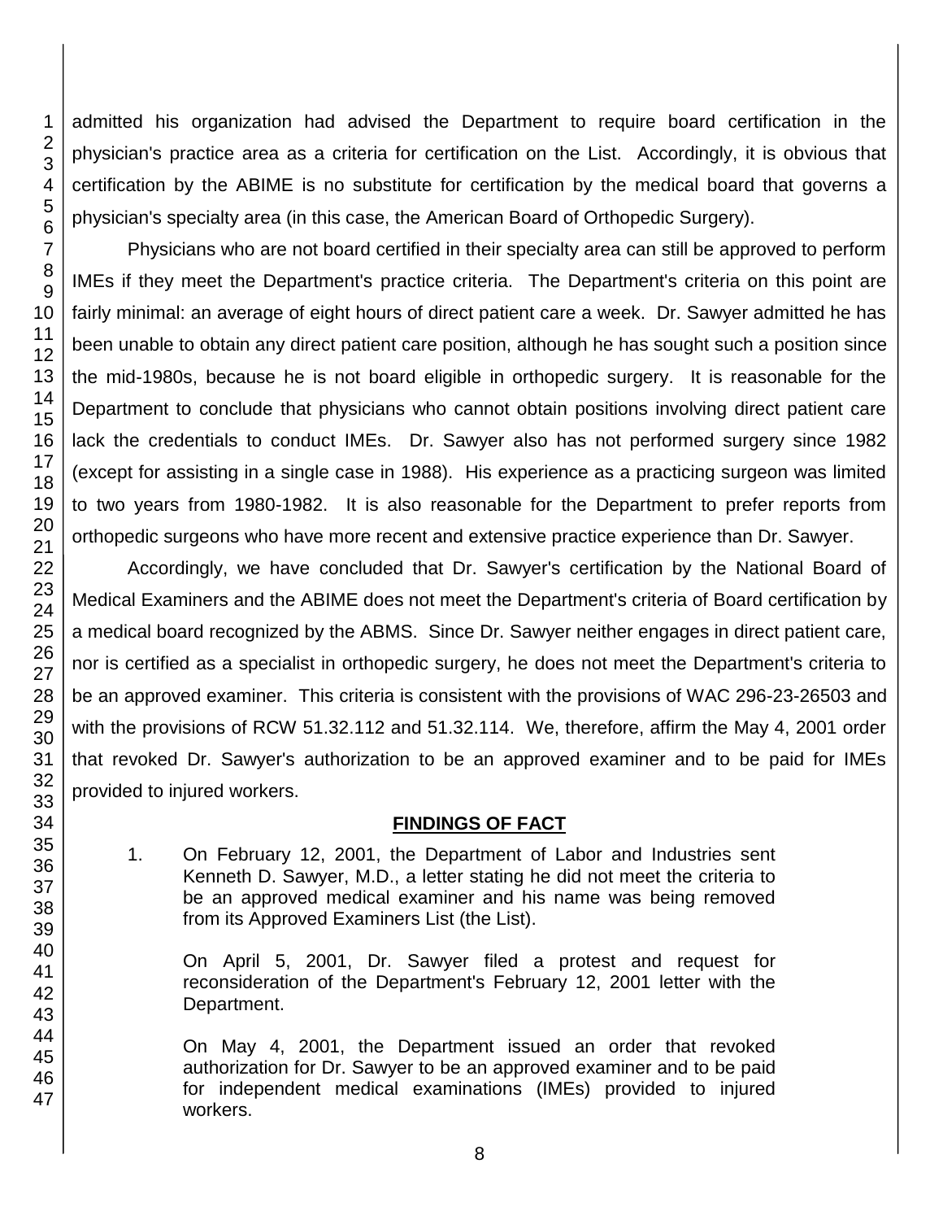admitted his organization had advised the Department to require board certification in the physician's practice area as a criteria for certification on the List. Accordingly, it is obvious that certification by the ABIME is no substitute for certification by the medical board that governs a physician's specialty area (in this case, the American Board of Orthopedic Surgery).

Physicians who are not board certified in their specialty area can still be approved to perform IMEs if they meet the Department's practice criteria. The Department's criteria on this point are fairly minimal: an average of eight hours of direct patient care a week. Dr. Sawyer admitted he has been unable to obtain any direct patient care position, although he has sought such a position since the mid-1980s, because he is not board eligible in orthopedic surgery. It is reasonable for the Department to conclude that physicians who cannot obtain positions involving direct patient care lack the credentials to conduct IMEs. Dr. Sawyer also has not performed surgery since 1982 (except for assisting in a single case in 1988). His experience as a practicing surgeon was limited to two years from 1980-1982. It is also reasonable for the Department to prefer reports from orthopedic surgeons who have more recent and extensive practice experience than Dr. Sawyer.

Accordingly, we have concluded that Dr. Sawyer's certification by the National Board of Medical Examiners and the ABIME does not meet the Department's criteria of Board certification by a medical board recognized by the ABMS. Since Dr. Sawyer neither engages in direct patient care, nor is certified as a specialist in orthopedic surgery, he does not meet the Department's criteria to be an approved examiner. This criteria is consistent with the provisions of WAC 296-23-26503 and with the provisions of RCW 51.32.112 and 51.32.114. We, therefore, affirm the May 4, 2001 order that revoked Dr. Sawyer's authorization to be an approved examiner and to be paid for IMEs provided to injured workers.

## FINDINGS OF FACT

1. On February 12, 2001, the Department of Labor and Industries sent Kenneth D. Sawyer, M.D., a letter stating he did not meet the criteria to be an approved medical examiner and his name was being removed from its Approved Examiners List (the List).

   On April 5, 2001, Dr. Sawyer filed a protest and request for reconsideration of the Department's February 12, 2001 letter with the Department.

   On May 4, 2001, the Department issued an order that revoked authorization for Dr. Sawyer to be an approved examiner and to be paid for independent medical examinations (IMEs) provided to injured workers.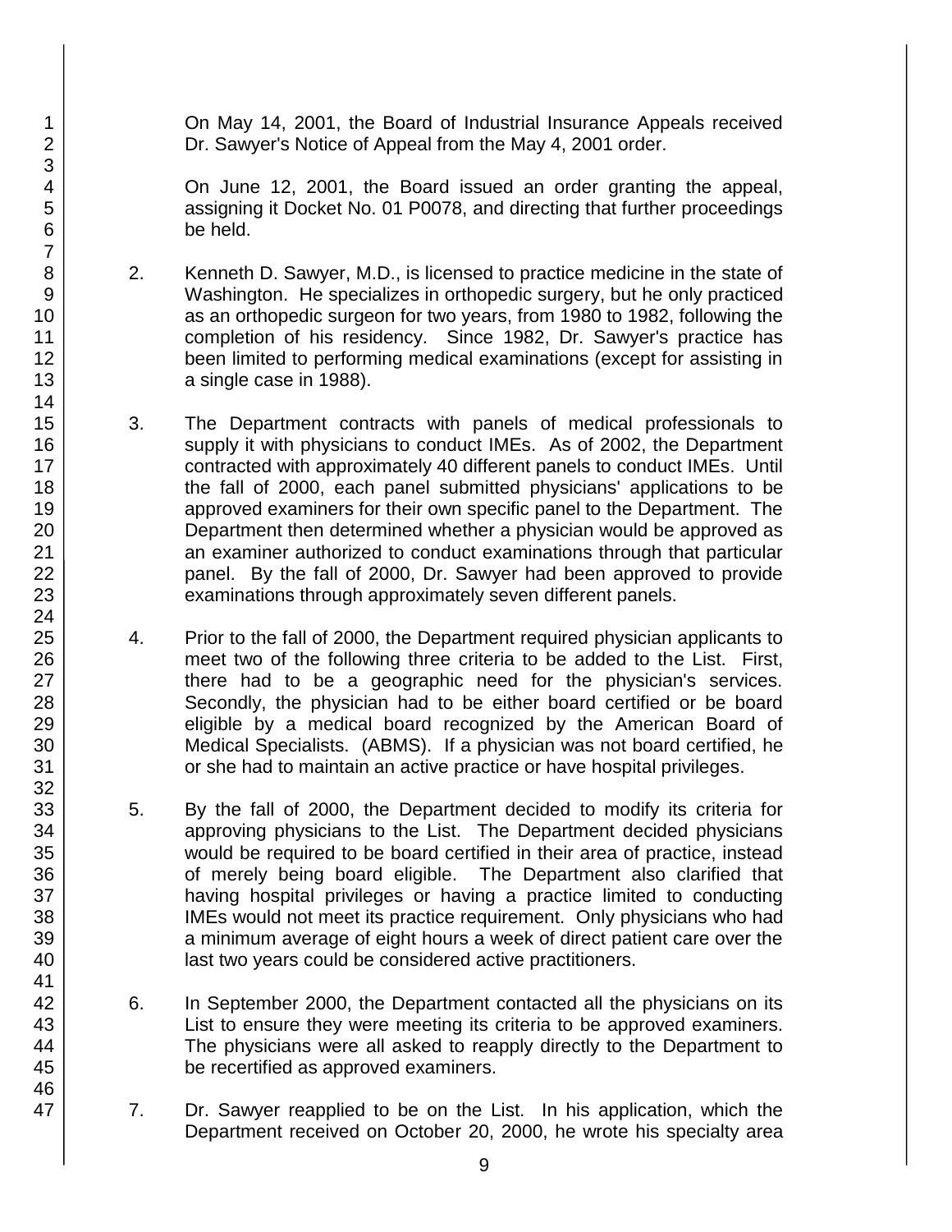On May 14, 2001, the Board of Industrial Insurance Appeals received Dr. Sawyer's Notice of Appeal from the May 4, 2001 order.

On June 12, 2001, the Board issued an order granting the appeal, assigning it Docket No. 01 P0078, and directing that further proceedings be held.

2. Kenneth D. Sawyer, M.D., is licensed to practice medicine in the state of Washington. He specializes in orthopedic surgery, but he only practiced as an orthopedic surgeon for two years, from 1980 to 1982, following the completion of his residency. Since 1982, Dr. Sawyer's practice has been limited to performing medical examinations (except for assisting in a single case in 1988).

3. The Department contracts with panels of medical professionals to supply it with physicians to conduct IMEs. As of 2002, the Department contracted with approximately 40 different panels to conduct IMEs. Until the fall of 2000, each panel submitted physicians' applications to be approved examiners for their own specific panel to the Department. The Department then determined whether a physician would be approved as an examiner authorized to conduct examinations through that particular panel. By the fall of 2000, Dr. Sawyer had been approved to provide examinations through approximately seven different panels.

4. Prior to the fall of 2000, the Department required physician applicants to meet two of the following three criteria to be added to the List. First, there had to be a geographic need for the physician's services. Secondly, the physician had to be either board certified or be board eligible by a medical board recognized by the American Board of Medical Specialists. (ABMS). If a physician was not board certified, he or she had to maintain an active practice or have hospital privileges.

5. By the fall of 2000, the Department decided to modify its criteria for approving physicians to the List. The Department decided physicians would be required to be board certified in their area of practice, instead of merely being board eligible. The Department also clarified that having hospital privileges or having a practice limited to conducting IMEs would not meet its practice requirement. Only physicians who had a minimum average of eight hours a week of direct patient care over the last two years could be considered active practitioners.

6. In September 2000, the Department contacted all the physicians on its List to ensure they were meeting its criteria to be approved examiners. The physicians were all asked to reapply directly to the Department to be recertified as approved examiners.

7. Dr. Sawyer reapplied to be on the List. In his application, which the Department received on October 20, 2000, he wrote his specialty area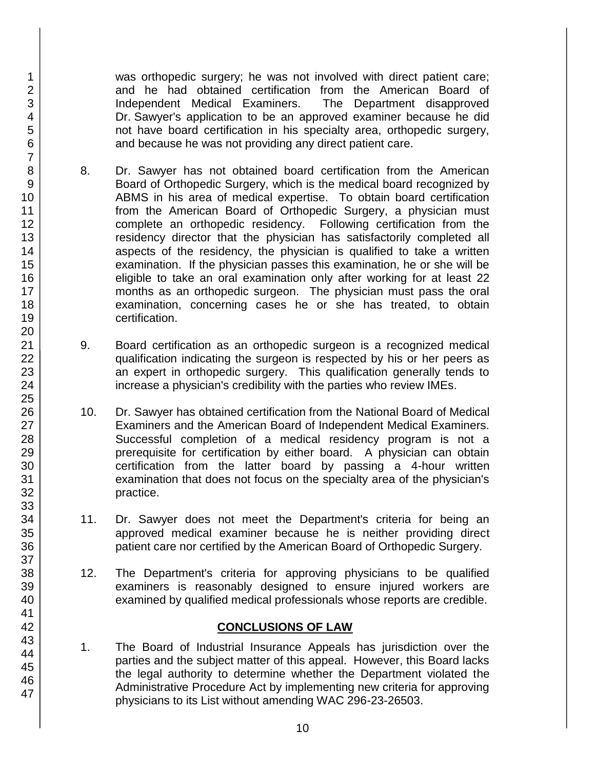was orthopedic surgery; he was not involved with direct patient care; and he had obtained certification from the American Board of Independent Medical Examiners. The Department disapproved Dr. Sawyer's application to be an approved examiner because he did not have board certification in his specialty area, orthopedic surgery, and because he was not providing any direct patient care.

8. Dr. Sawyer has not obtained board certification from the American Board of Orthopedic Surgery, which is the medical board recognized by ABMS in his area of medical expertise. To obtain board certification from the American Board of Orthopedic Surgery, a physician must complete an orthopedic residency. Following certification from the residency director that the physician has satisfactorily completed all aspects of the residency, the physician is qualified to take a written examination. If the physician passes this examination, he or she will be eligible to take an oral examination only after working for at least 22 months as an orthopedic surgeon. The physician must pass the oral examination, concerning cases he or she has treated, to obtain certification.

9. Board certification as an orthopedic surgeon is a recognized medical qualification indicating the surgeon is respected by his or her peers as an expert in orthopedic surgery. This qualification generally tends to increase a physician's credibility with the parties who review IMEs.

10. Dr. Sawyer has obtained certification from the National Board of Medical Examiners and the American Board of Independent Medical Examiners. Successful completion of a medical residency program is not a prerequisite for certification by either board. A physician can obtain certification from the latter board by passing a 4-hour written examination that does not focus on the specialty area of the physician's practice.

11. Dr. Sawyer does not meet the Department's criteria for being an approved medical examiner because he is neither providing direct patient care nor certified by the American Board of Orthopedic Surgery.

12. The Department's criteria for approving physicians to be qualified examiners is reasonably designed to ensure injured workers are examined by qualified medical professionals whose reports are credible.

## CONCLUSIONS OF LAW

1. The Board of Industrial Insurance Appeals has jurisdiction over the parties and the subject matter of this appeal. However, this Board lacks the legal authority to determine whether the Department violated the Administrative Procedure Act by implementing new criteria for approving physicians to its List without amending WAC 296-23-26503.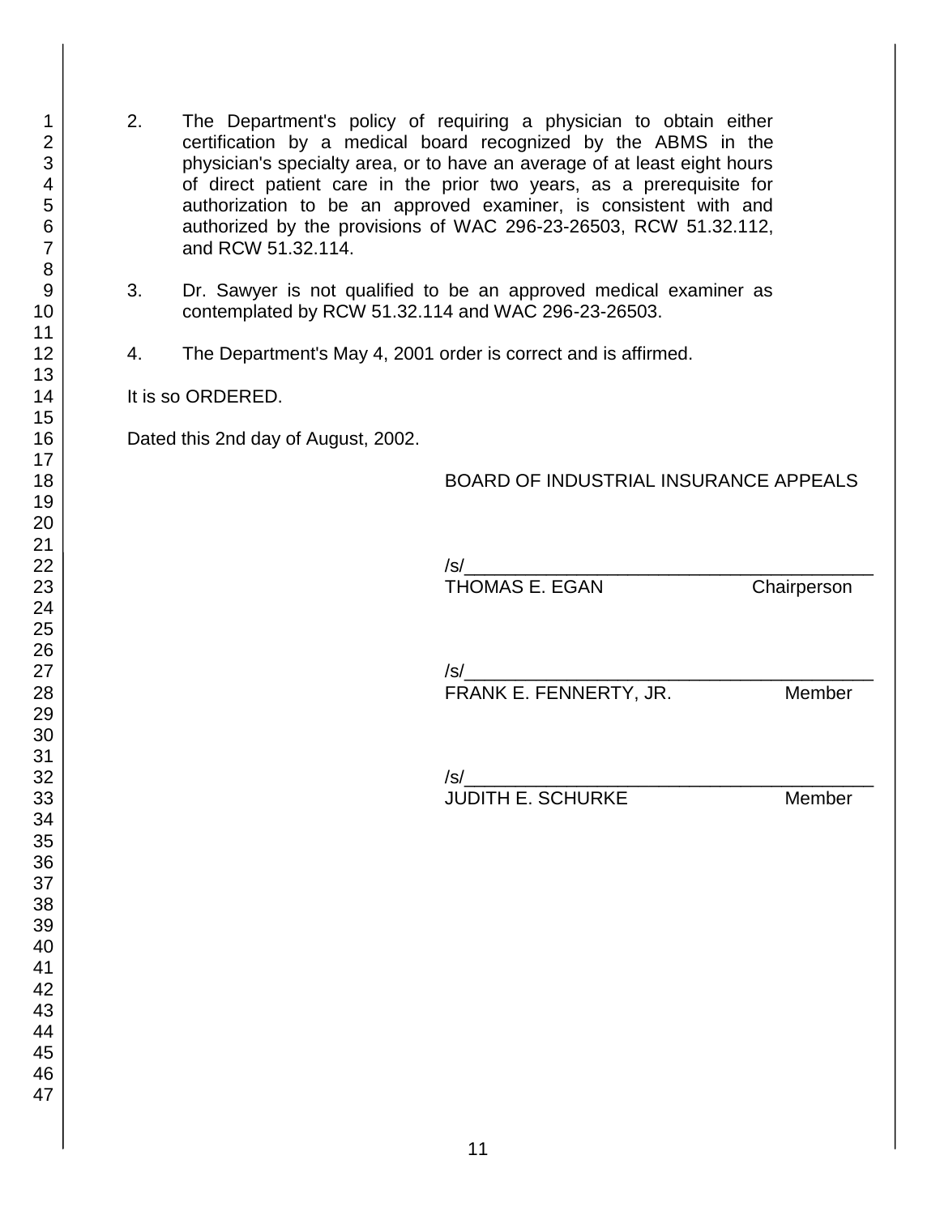2. The Department's policy of requiring a physician to obtain either certification by a medical board recognized by the ABMS in the physician's specialty area, or to have an average of at least eight hours of direct patient care in the prior two years, as a prerequisite for authorization to be an approved examiner, is consistent with and authorized by the provisions of WAC 296-23-26503, RCW 51.32.112, and RCW 51.32.114.

3. Dr. Sawyer is not qualified to be an approved medical examiner as contemplated by RCW 51.32.114 and WAC 296-23-26503.

4. The Department's May 4, 2001 order is correct and is affirmed.

It is so ORDERED.

Dated this 2nd day of August, 2002.

BOARD OF INDUSTRIAL INSURANCE APPEALS

/s/
THOMAS E. EGAN Chairperson

/s/
FRANK E. FENNERTY, JR. Member

/s/
JUDITH E. SCHURKE Member